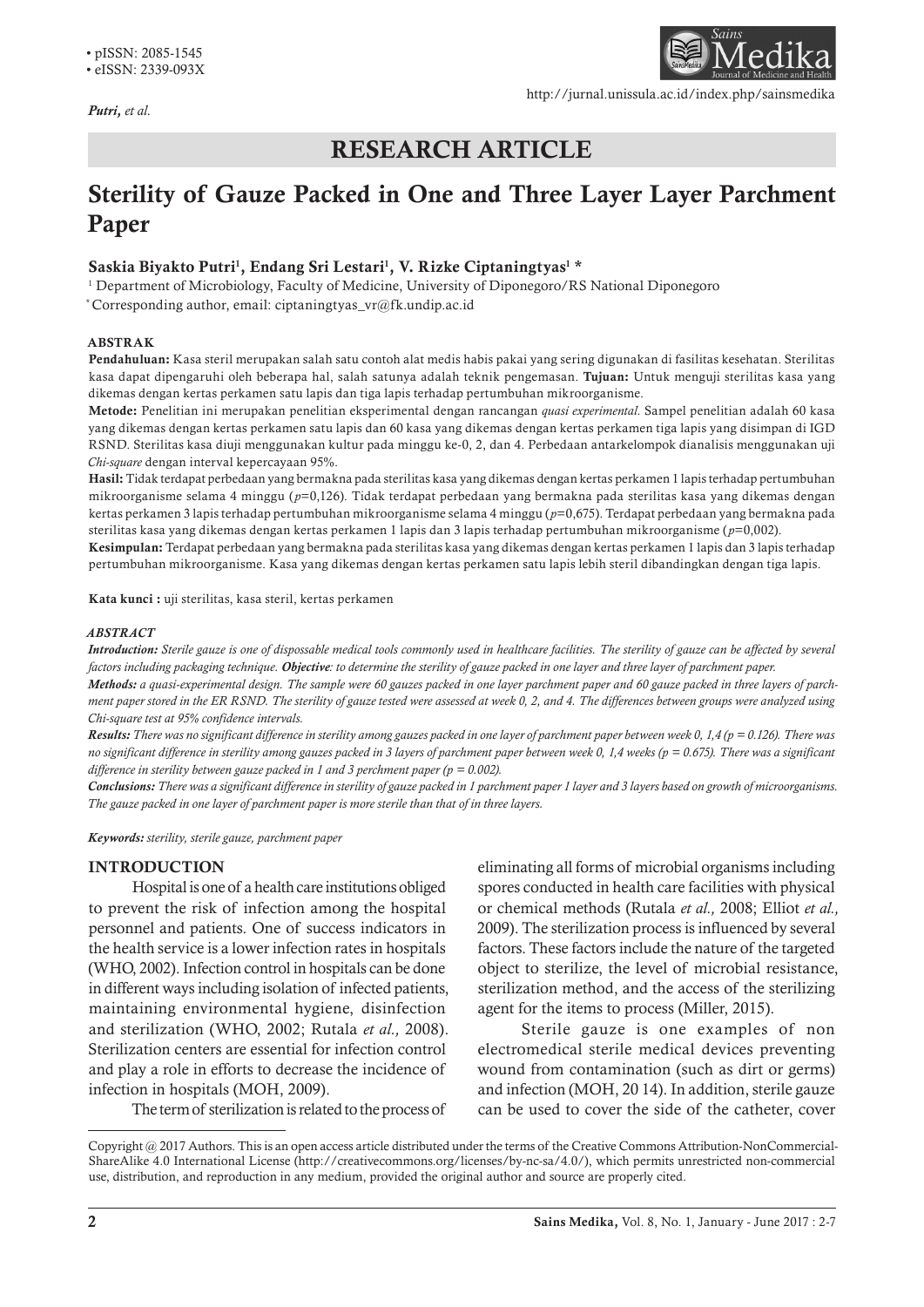• pISSN: 2085-1545
• eISSN: 2339-093X

http://jurnal.unissula.ac.id/index.php/sainsmedika

## RESEARCH ARTICLE

# Sterility of Gauze Packed in One and Three Layer Layer Parchment Paper

**Saskia Biyakto Putri[1], Endang Sri Lestari[1], V. Rizke Ciptaningtyas[1] ***

[1] Department of Microbiology, Faculty of Medicine, University of Diponegoro/RS National Diponegoro

* Corresponding author, email: ciptaningtyas_vr@fk.undip.ac.id

### ABSTRAK

**Pendahuluan:** Kasa steril merupakan salah satu contoh alat medis habis pakai yang sering digunakan di fasilitas kesehatan. Sterilitas kasa dapat dipengaruhi oleh beberapa hal, salah satunya adalah teknik pengemasan. **Tujuan:** Untuk menguji sterilitas kasa yang dikemas dengan kertas perkamen satu lapis dan tiga lapis terhadap pertumbuhan mikroorganisme.

**Metode:** Penelitian ini merupakan penelitian eksperimental dengan rancangan *quasi experimental.* Sampel penelitian adalah 60 kasa yang dikemas dengan kertas perkamen satu lapis dan 60 kasa yang dikemas dengan kertas perkamen tiga lapis yang disimpan di IGD RSND. Sterilitas kasa diuji menggunakan kultur pada minggu ke-0, 2, dan 4. Perbedaan antarkelompok dianalisis menggunakan uji *Chi-square* dengan interval kepercayaan 95%.

**Hasil:** Tidak terdapat perbedaan yang bermakna pada sterilitas kasa yang dikemas dengan kertas perkamen 1 lapis terhadap pertumbuhan mikroorganisme selama 4 minggu ($p$=0,126). Tidak terdapat perbedaan yang bermakna pada sterilitas kasa yang dikemas dengan kertas perkamen 3 lapis terhadap pertumbuhan mikroorganisme selama 4 minggu ($p$=0,675). Terdapat perbedaan yang bermakna pada sterilitas kasa yang dikemas dengan kertas perkamen 1 lapis dan 3 lapis terhadap pertumbuhan mikroorganisme ($p$=0,002).

**Kesimpulan:** Terdapat perbedaan yang bermakna pada sterilitas kasa yang dikemas dengan kertas perkamen 1 lapis dan 3 lapis terhadap pertumbuhan mikroorganisme. Kasa yang dikemas dengan kertas perkamen satu lapis lebih steril dibandingkan dengan tiga lapis.

**Kata kunci :** uji sterilitas, kasa steril, kertas perkamen

### *ABSTRACT*

***Introduction:*** *Sterile gauze is one of dispossable medical tools commonly used in healthcare facilities. The sterility of gauze can be affected by several factors including packaging technique.* ***Objective****: to determine the sterility of gauze packed in one layer and three layer of parchment paper.*

***Methods:*** *a quasi-experimental design. The sample were 60 gauzes packed in one layer parchment paper and 60 gauze packed in three layers of parchment paper stored in the ER RSND. The sterility of gauze tested were assessed at week 0, 2, and 4. The differences between groups were analyzed using Chi-square test at 95% confidence intervals.*

***Results:*** *There was no significant difference in sterility among gauzes packed in one layer of parchment paper between week 0, 1,4 (p = 0.126). There was no significant difference in sterility among gauzes packed in 3 layers of parchment paper between week 0, 1,4 weeks (p = 0.675). There was a significant difference in sterility between gauze packed in 1 and 3 perchment paper (p = 0.002).*

***Conclusions:*** *There was a significant difference in sterility of gauze packed in 1 parchment paper 1 layer and 3 layers based on growth of microorganisms. The gauze packed in one layer of parchment paper is more sterile than that of in three layers.*

***Keywords:*** *sterility, sterile gauze, parchment paper*

## INTRODUCTION

Hospital is one of a health care institutions obliged to prevent the risk of infection among the hospital personnel and patients. One of success indicators in the health service is a lower infection rates in hospitals (WHO, 2002). Infection control in hospitals can be done in different ways including isolation of infected patients, maintaining environmental hygiene, disinfection and sterilization (WHO, 2002; Rutala *et al.,* 2008). Sterilization centers are essential for infection control and play a role in efforts to decrease the incidence of infection in hospitals (MOH, 2009).

The term of sterilization is related to the process of eliminating all forms of microbial organisms including spores conducted in health care facilities with physical or chemical methods (Rutala *et al.,* 2008; Elliot *et al.,* 2009). The sterilization process is influenced by several factors. These factors include the nature of the targeted object to sterilize, the level of microbial resistance, sterilization method, and the access of the sterilizing agent for the items to process (Miller, 2015).

Sterile gauze is one examples of non electromedical sterile medical devices preventing wound from contamination (such as dirt or germs) and infection (MOH, 20 14). In addition, sterile gauze can be used to cover the side of the catheter, cover

Copyright @ 2017 Authors. This is an open access article distributed under the terms of the Creative Commons Attribution-NonCommercial-ShareAlike 4.0 International License (http://creativecommons.org/licenses/by-nc-sa/4.0/), which permits unrestricted non-commercial use, distribution, and reproduction in any medium, provided the original author and source are properly cited.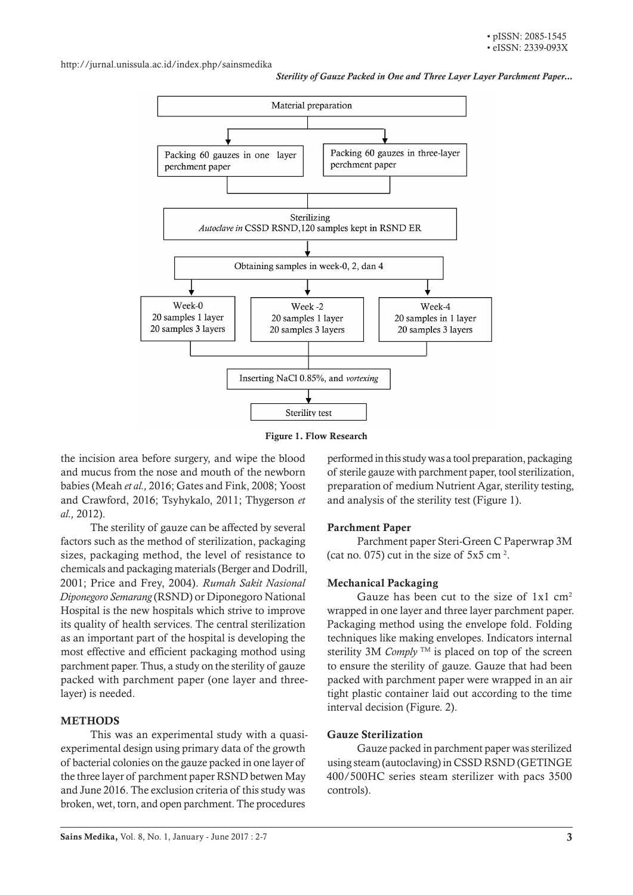Material preparation

Packing 60 gauzes in one layer perchment paper

Packing 60 gauzes in three-layer perchment paper

Sterilizing
*Autoclave in* CSSD RSND,120 samples kept in RSND ER

Obtaining samples in week-0, 2, dan 4

Week-0
20 samples 1 layer
20 samples 3 layers

Week -2
20 samples 1 layer
20 samples 3 layers

Week-4
20 samples in 1 layer
20 samples 3 layers

Inserting NaCl 0.85%, and *vortexing*

Sterility test

**Figure 1. Flow Research**

the incision area before surgery, and wipe the blood and mucus from the nose and mouth of the newborn babies (Meah *et al.,* 2016; Gates and Fink, 2008; Yoost and Crawford, 2016; Tsyhykalo, 2011; Thygerson *et al.,* 2012).

The sterility of gauze can be affected by several factors such as the method of sterilization, packaging sizes, packaging method, the level of resistance to chemicals and packaging materials (Berger and Dodrill, 2001; Price and Frey, 2004). *Rumah Sakit Nasional Diponegoro Semarang* (RSND) or Diponegoro National Hospital is the new hospitals which strive to improve its quality of health services. The central sterilization as an important part of the hospital is developing the most effective and efficient packaging mothod using parchment paper. Thus, a study on the sterility of gauze packed with parchment paper (one layer and three-layer) is needed.

## METHODS

This was an experimental study with a quasi-experimental design using primary data of the growth of bacterial colonies on the gauze packed in one layer of the three layer of parchment paper RSND betwen May and June 2016. The exclusion criteria of this study was broken, wet, torn, and open parchment. The procedures performed in this study was a tool preparation, packaging of sterile gauze with parchment paper, tool sterilization, preparation of medium Nutrient Agar, sterility testing, and analysis of the sterility test (Figure 1).

### Parchment Paper

Parchment paper Steri-Green C Paperwrap 3M (cat no. 075) cut in the size of 5x5 $cm^2$.

### Mechanical Packaging

Gauze has been cut to the size of 1x1 $cm^2$ wrapped in one layer and three layer parchment paper. Packaging method using the envelope fold. Folding techniques like making envelopes. Indicators internal sterility 3M *Comply* ™ is placed on top of the screen to ensure the sterility of gauze. Gauze that had been packed with parchment paper were wrapped in an air tight plastic container laid out according to the time interval decision (Figure. 2).

### Gauze Sterilization

Gauze packed in parchment paper was sterilized using steam (autoclaving) in CSSD RSND (GETINGE 400/500HC series steam sterilizer with pacs 3500 controls).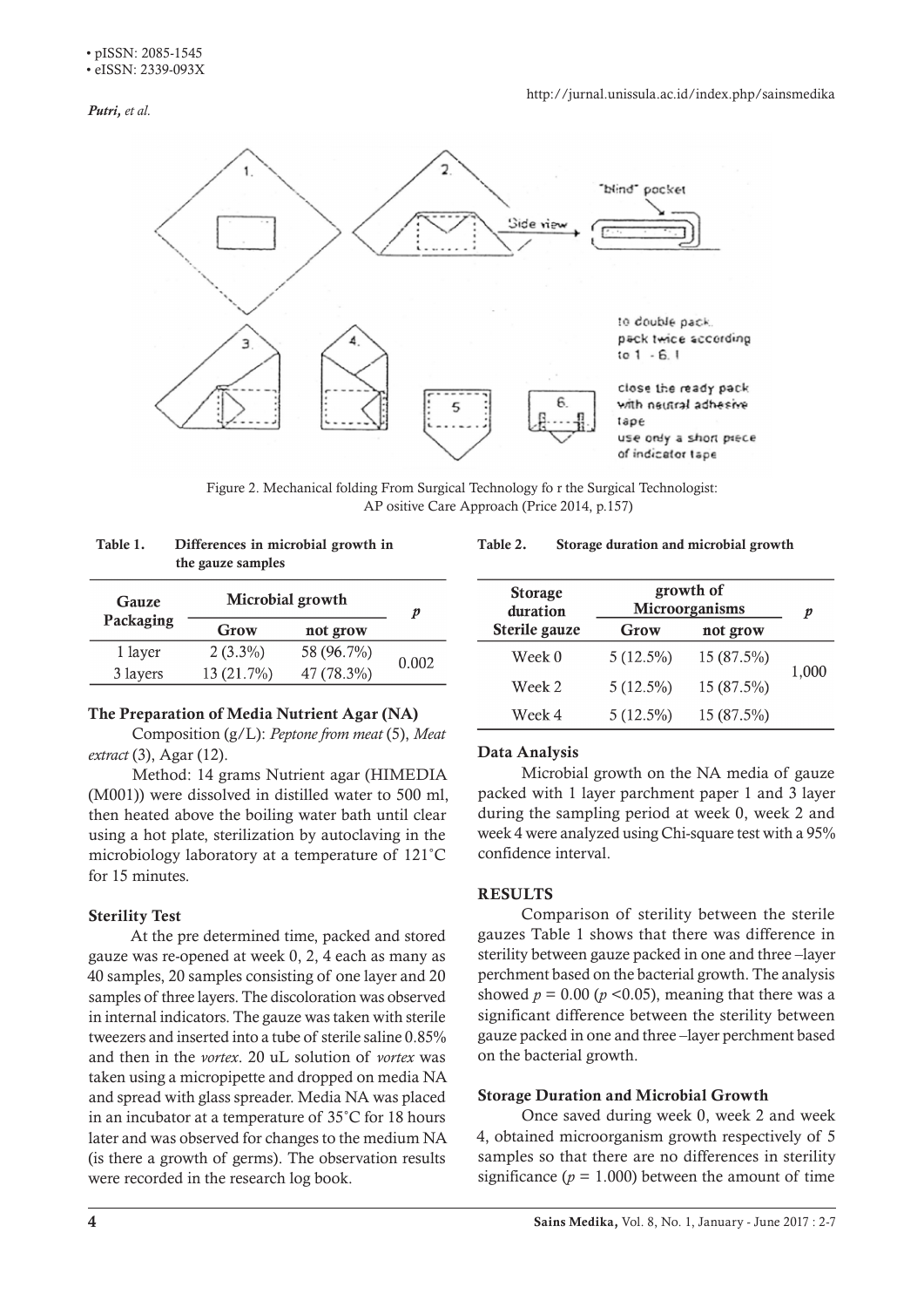Figure 2. Mechanical folding From Surgical Technology fo r the Surgical Technologist: AP ositive Care Approach (Price 2014, p.157)

**Table 1. Differences in microbial growth in the gauze samples**

| Gauze Packaging | Microbial growth | | p |
|---|---|---|---|
| | Grow | not grow | |
| 1 layer | 2 (3.3%) | 58 (96.7%) | 0.002 |
| 3 layers | 13 (21.7%) | 47 (78.3%) | |

**Table 2. Storage duration and microbial growth**

| Storage duration Sterile gauze | growth of Microorganisms | | p |
|---|---|---|---|
| | Grow | not grow | |
| Week 0 | 5 (12.5%) | 15 (87.5%) | 1,000 |
| Week 2 | 5 (12.5%) | 15 (87.5%) | |
| Week 4 | 5 (12.5%) | 15 (87.5%) | |

### The Preparation of Media Nutrient Agar (NA)

Composition (g/L): *Peptone from meat* (5), *Meat extract* (3), Agar (12).

Method: 14 grams Nutrient agar (HIMEDIA (M001)) were dissolved in distilled water to 500 ml, then heated above the boiling water bath until clear using a hot plate, sterilization by autoclaving in the microbiology laboratory at a temperature of 121˚C for 15 minutes.

### Sterility Test

At the pre determined time, packed and stored gauze was re-opened at week 0, 2, 4 each as many as 40 samples, 20 samples consisting of one layer and 20 samples of three layers. The discoloration was observed in internal indicators. The gauze was taken with sterile tweezers and inserted into a tube of sterile saline 0.85% and then in the *vortex*. 20 uL solution of *vortex* was taken using a micropipette and dropped on media NA and spread with glass spreader. Media NA was placed in an incubator at a temperature of 35˚C for 18 hours later and was observed for changes to the medium NA (is there a growth of germs). The observation results were recorded in the research log book.

### Data Analysis

Microbial growth on the NA media of gauze packed with 1 layer parchment paper 1 and 3 layer during the sampling period at week 0, week 2 and week 4 were analyzed using Chi-square test with a 95% confidence interval.

## RESULTS

Comparison of sterility between the sterile gauzes Table 1 shows that there was difference in sterility between gauze packed in one and three –layer perchment based on the bacterial growth. The analysis showed $p = 0.00$ ($p < 0.05$), meaning that there was a significant difference between the sterility between gauze packed in one and three –layer perchment based on the bacterial growth.

### Storage Duration and Microbial Growth

Once saved during week 0, week 2 and week 4, obtained microorganism growth respectively of 5 samples so that there are no differences in sterility significance ($p = 1.000$) between the amount of time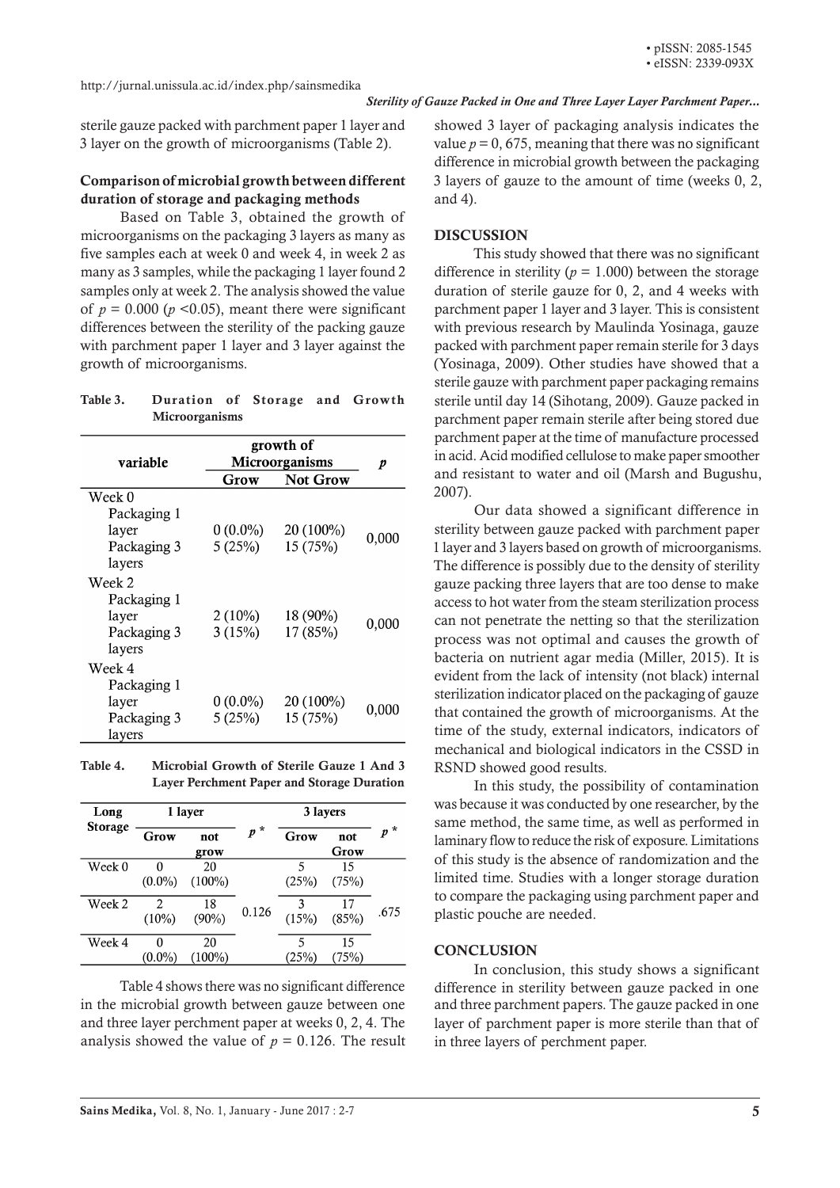sterile gauze packed with parchment paper 1 layer and 3 layer on the growth of microorganisms (Table 2).

### Comparison of microbial growth between different duration of storage and packaging methods

Based on Table 3, obtained the growth of microorganisms on the packaging 3 layers as many as five samples each at week 0 and week 4, in week 2 as many as 3 samples, while the packaging 1 layer found 2 samples only at week 2. The analysis showed the value of $p = 0.000$ ($p < 0.05$), meant there were significant differences between the sterility of the packing gauze with parchment paper 1 layer and 3 layer against the growth of microorganisms.

**Table 3. Duration of Storage and Growth Microorganisms**

| variable | growth of Microorganisms | | *p* |
|---|---|---|---|
| | Grow | Not Grow | |
| Week 0 | | | |
| Packaging 1 layer | 0 (0.0%) | 20 (100%) | 0,000 |
| Packaging 3 layers | 5 (25%) | 15 (75%) | |
| Week 2 | | | |
| Packaging 1 layer | 2 (10%) | 18 (90%) | 0,000 |
| Packaging 3 layers | 3 (15%) | 17 (85%) | |
| Week 4 | | | |
| Packaging 1 layer | 0 (0.0%) | 20 (100%) | 0,000 |
| Packaging 3 layers | 5 (25%) | 15 (75%) | |

**Table 4. Microbial Growth of Sterile Gauze 1 And 3 Layer Perchment Paper and Storage Duration**

| Long Storage | 1 layer | | *p* * | 3 layers | | *p* * |
|---|---|---|---|---|---|---|
| | Grow | not grow | | Grow | not Grow | |
| Week 0 | 0 (0.0%) | 20 (100%) | 0.126 | 5 (25%) | 15 (75%) | .675 |
| Week 2 | 2 (10%) | 18 (90%) | | 3 (15%) | 17 (85%) | |
| Week 4 | 0 (0.0%) | 20 (100%) | | 5 (25%) | 15 (75%) | |

Table 4 shows there was no significant difference in the microbial growth between gauze between one and three layer perchment paper at weeks 0, 2, 4. The analysis showed the value of $p = 0.126$. The result showed 3 layer of packaging analysis indicates the value $p = 0, 675$, meaning that there was no significant difference in microbial growth between the packaging 3 layers of gauze to the amount of time (weeks 0, 2, and 4).

## DISCUSSION

This study showed that there was no significant difference in sterility ($p = 1.000$) between the storage duration of sterile gauze for 0, 2, and 4 weeks with parchment paper 1 layer and 3 layer. This is consistent with previous research by Maulinda Yosinaga, gauze packed with parchment paper remain sterile for 3 days (Yosinaga, 2009). Other studies have showed that a sterile gauze with parchment paper packaging remains sterile until day 14 (Sihotang, 2009). Gauze packed in parchment paper remain sterile after being stored due parchment paper at the time of manufacture processed in acid. Acid modified cellulose to make paper smoother and resistant to water and oil (Marsh and Bugushu, 2007).

Our data showed a significant difference in sterility between gauze packed with parchment paper 1 layer and 3 layers based on growth of microorganisms. The difference is possibly due to the density of sterility gauze packing three layers that are too dense to make access to hot water from the steam sterilization process can not penetrate the netting so that the sterilization process was not optimal and causes the growth of bacteria on nutrient agar media (Miller, 2015). It is evident from the lack of intensity (not black) internal sterilization indicator placed on the packaging of gauze that contained the growth of microorganisms. At the time of the study, external indicators, indicators of mechanical and biological indicators in the CSSD in RSND showed good results.

In this study, the possibility of contamination was because it was conducted by one researcher, by the same method, the same time, as well as performed in laminary flow to reduce the risk of exposure. Limitations of this study is the absence of randomization and the limited time. Studies with a longer storage duration to compare the packaging using parchment paper and plastic pouche are needed.

## CONCLUSION

In conclusion, this study shows a significant difference in sterility between gauze packed in one and three parchment papers. The gauze packed in one layer of parchment paper is more sterile than that of in three layers of perchment paper.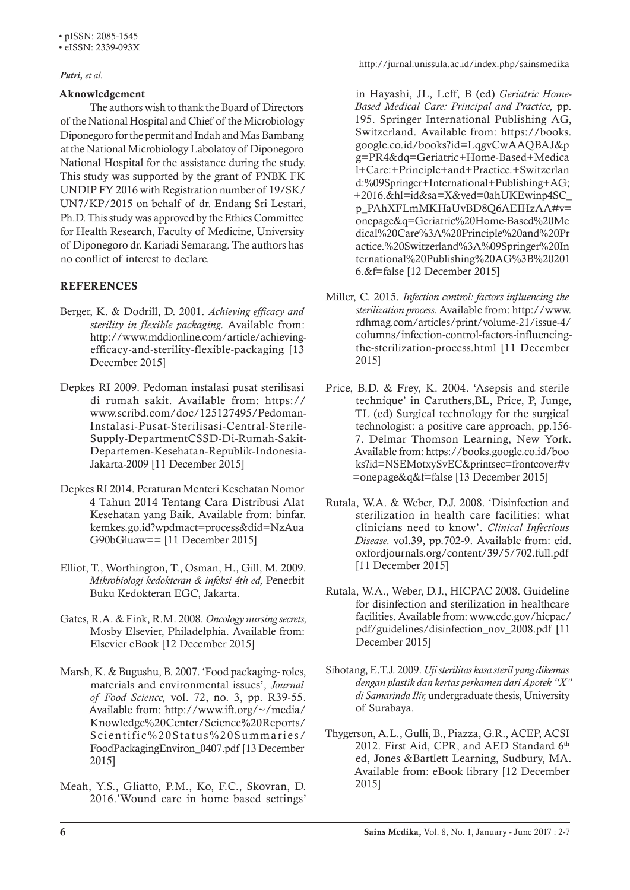## Aknowledgement

The authors wish to thank the Board of Directors of the National Hospital and Chief of the Microbiology Diponegoro for the permit and Indah and Mas Bambang at the National Microbiology Labolatoy of Diponegoro National Hospital for the assistance during the study. This study was supported by the grant of PNBK FK UNDIP FY 2016 with Registration number of 19/SK/UN7/KP/2015 on behalf of dr. Endang Sri Lestari, Ph.D. This study was approved by the Ethics Committee for Health Research, Faculty of Medicine, University of Diponegoro dr. Kariadi Semarang. The authors has no conflict of interest to declare.

## REFERENCES

Berger, K. & Dodrill, D. 2001. *Achieving efficacy and sterility in flexible packaging.* Available from: http://www.mddionline.com/article/achieving-efficacy-and-sterility-flexible-packaging [13 December 2015]

Depkes RI 2009. Pedoman instalasi pusat sterilisasi di rumah sakit. Available from: https://www.scribd.com/doc/125127495/Pedoman-Instalasi-Pusat-Sterilisasi-Central-Sterile-Supply-DepartmentCSSD-Di-Rumah-Sakit-Departemen-Kesehatan-Republik-Indonesia-Jakarta-2009 [11 December 2015]

Depkes RI 2014. Peraturan Menteri Kesehatan Nomor 4 Tahun 2014 Tentang Cara Distribusi Alat Kesehatan yang Baik. Available from: binfar.kemkes.go.id?wpdmact=process&did=NzAuaG90bGluaw== [11 December 2015]

Elliot, T., Worthington, T., Osman, H., Gill, M. 2009. *Mikrobiologi kedokteran & infeksi 4th ed,* Penerbit Buku Kedokteran EGC, Jakarta.

Gates, R.A. & Fink, R.M. 2008. *Oncology nursing secrets,* Mosby Elsevier, Philadelphia. Available from: Elsevier eBook [12 December 2015]

Marsh, K. & Bugushu, B. 2007. 'Food packaging- roles, materials and environmental issues', *Journal of Food Science,* vol. 72, no. 3, pp. R39-55. Available from: http://www.ift.org/~/media/Knowledge%20Center/Science%20Reports/Scientific%20Status%20Summaries/FoodPackagingEnviron_0407.pdf [13 December 2015]

Meah, Y.S., Gliatto, P.M., Ko, F.C., Skovran, D. 2016.'Wound care in home based settings' in Hayashi, JL, Leff, B (ed) *Geriatric Home-Based Medical Care: Principal and Practice,* pp. 195. Springer International Publishing AG, Switzerland. Available from: https://books.google.co.id/books?id=LqgvCwAAQBAJ&pg=PR4&dq=Geriatric+Home-Based+Medical+Care:+Principle+and+Practice.+Switzerland:%09Springer+International+Publishing+AG;+2016.&hl=id&sa=X&ved=0ahUKEwinp4SC_p_PAhXFLmMKHaUvBD8Q6AEIHzAA#v=onepage&q=Geriatric%20Home-Based%20Medical%20Care%3A%20Principle%20and%20Practice.%20Switzerland%3A%09Springer%20International%20Publishing%20AG%3B%202016.&f=false [12 December 2015]

Miller, C. 2015. *Infection control: factors influencing the sterilization process.* Available from: http://www.rdhmag.com/articles/print/volume-21/issue-4/columns/infection-control-factors-influencing-the-sterilization-process.html [11 December 2015]

Price, B.D. & Frey, K. 2004. 'Asepsis and sterile technique' in Caruthers,BL, Price, P, Junge, TL (ed) Surgical technology for the surgical technologist: a positive care approach, pp.156-7. Delmar Thomson Learning, New York. Available from: https://books.google.co.id/books?id=NSEMotxySvEC&printsec=frontcover#v=onepage&q&f=false [13 December 2015]

Rutala, W.A. & Weber, D.J. 2008. 'Disinfection and sterilization in health care facilities: what clinicians need to know'. *Clinical Infectious Disease.* vol.39, pp.702-9. Available from: cid.oxfordjournals.org/content/39/5/702.full.pdf [11 December 2015]

Rutala, W.A., Weber, D.J., HICPAC 2008. Guideline for disinfection and sterilization in healthcare facilities. Available from: www.cdc.gov/hicpac/pdf/guidelines/disinfection_nov_2008.pdf [11 December 2015]

Sihotang, E.T.J. 2009. *Uji sterilitas kasa steril yang dikemas dengan plastik dan kertas perkamen dari Apotek "X" di Samarinda Ilir,* undergraduate thesis, University of Surabaya.

Thygerson, A.L., Gulli, B., Piazza, G.R., ACEP, ACSI 2012. First Aid, CPR, and AED Standard 6th ed, Jones &Bartlett Learning, Sudbury, MA. Available from: eBook library [12 December 2015]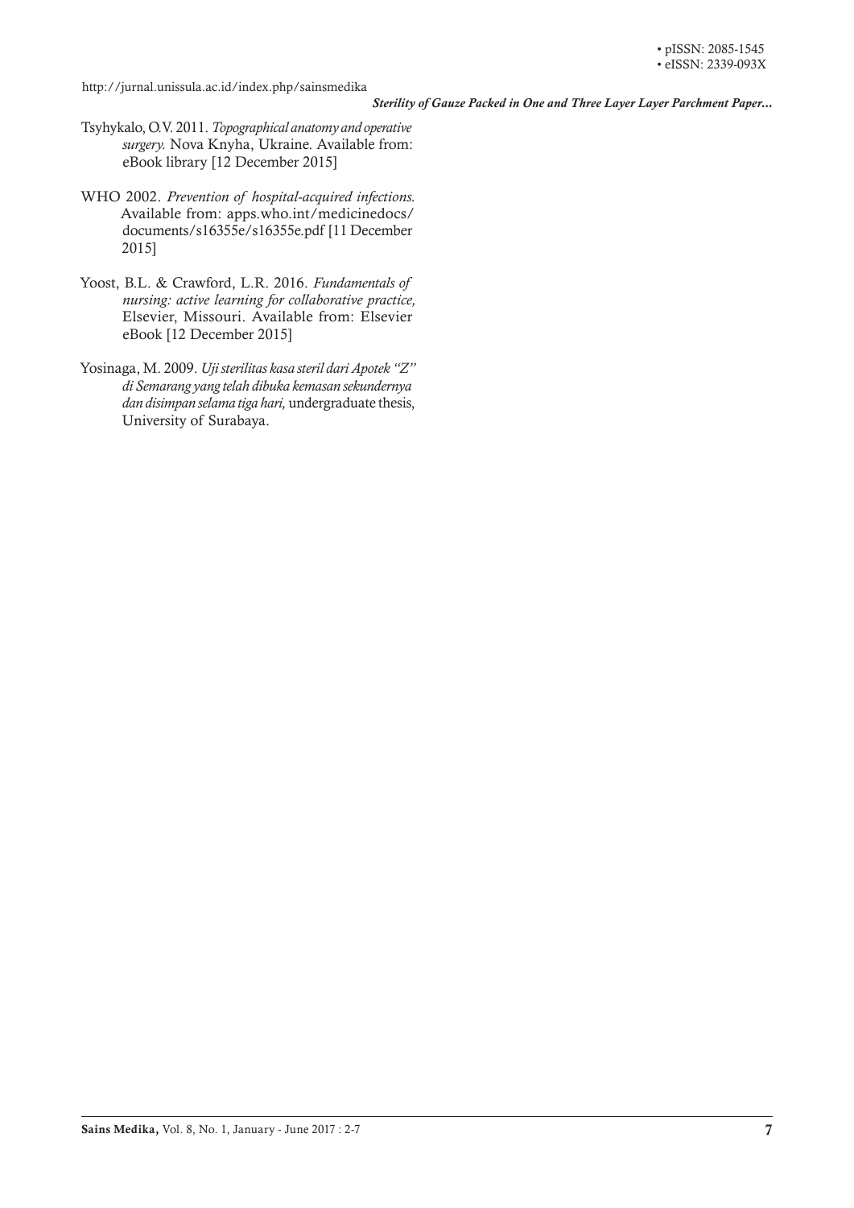Tsyhykalo, O.V. 2011. *Topographical anatomy and operative surgery.* Nova Knyha, Ukraine. Available from: eBook library [12 December 2015]

WHO 2002. *Prevention of hospital-acquired infections.* Available from: apps.who.int/medicinedocs/documents/s16355e/s16355e.pdf [11 December 2015]

Yoost, B.L. & Crawford, L.R. 2016. *Fundamentals of nursing: active learning for collaborative practice,* Elsevier, Missouri. Available from: Elsevier eBook [12 December 2015]

Yosinaga, M. 2009. *Uji sterilitas kasa steril dari Apotek "Z" di Semarang yang telah dibuka kemasan sekundernya dan disimpan selama tiga hari,* undergraduate thesis, University of Surabaya.